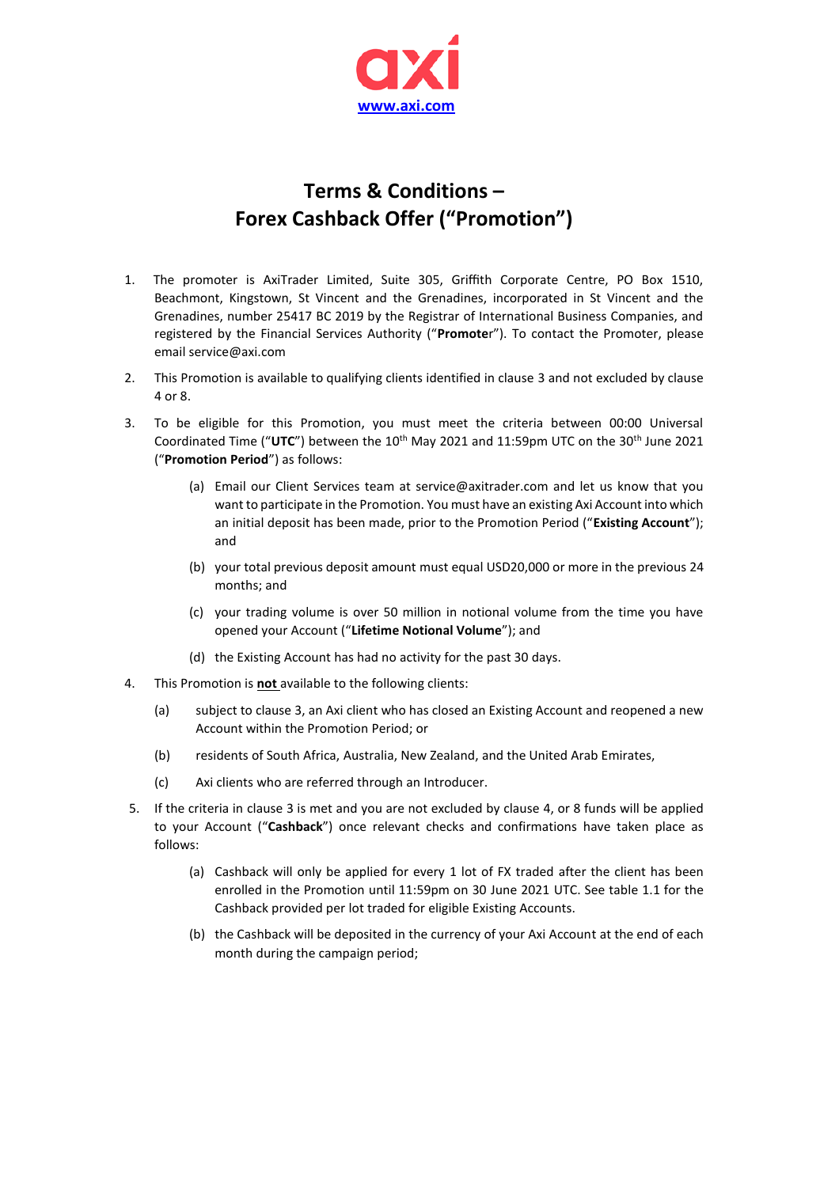axi

www.axi.com

# Terms & Conditions – Forex Cashback Offer ("Promotion")

1. The promoter is AxiTrader Limited, Suite 305, Griffith Corporate Centre, PO Box 1510, Beachmont, Kingstown, St Vincent and the Grenadines, incorporated in St Vincent and the Grenadines, number 25417 BC 2019 by the Registrar of International Business Companies, and registered by the Financial Services Authority ("**Promoter**"). To contact the Promoter, please email service@axi.com

2. This Promotion is available to qualifying clients identified in clause 3 and not excluded by clause 4 or 8.

3. To be eligible for this Promotion, you must meet the criteria between 00:00 Universal Coordinated Time ("**UTC**") between the 10th May 2021 and 11:59pm UTC on the 30th June 2021 ("**Promotion Period**") as follows:

   (a) Email our Client Services team at service@axitrader.com and let us know that you want to participate in the Promotion. You must have an existing Axi Account into which an initial deposit has been made, prior to the Promotion Period ("**Existing Account**"); and

   (b) your total previous deposit amount must equal USD20,000 or more in the previous 24 months; and

   (c) your trading volume is over 50 million in notional volume from the time you have opened your Account ("**Lifetime Notional Volume**"); and

   (d) the Existing Account has had no activity for the past 30 days.

4. This Promotion is **not** available to the following clients:

   (a) subject to clause 3, an Axi client who has closed an Existing Account and reopened a new Account within the Promotion Period; or

   (b) residents of South Africa, Australia, New Zealand, and the United Arab Emirates,

   (c) Axi clients who are referred through an Introducer.

5. If the criteria in clause 3 is met and you are not excluded by clause 4, or 8 funds will be applied to your Account ("**Cashback**") once relevant checks and confirmations have taken place as follows:

   (a) Cashback will only be applied for every 1 lot of FX traded after the client has been enrolled in the Promotion until 11:59pm on 30 June 2021 UTC. See table 1.1 for the Cashback provided per lot traded for eligible Existing Accounts.

   (b) the Cashback will be deposited in the currency of your Axi Account at the end of each month during the campaign period;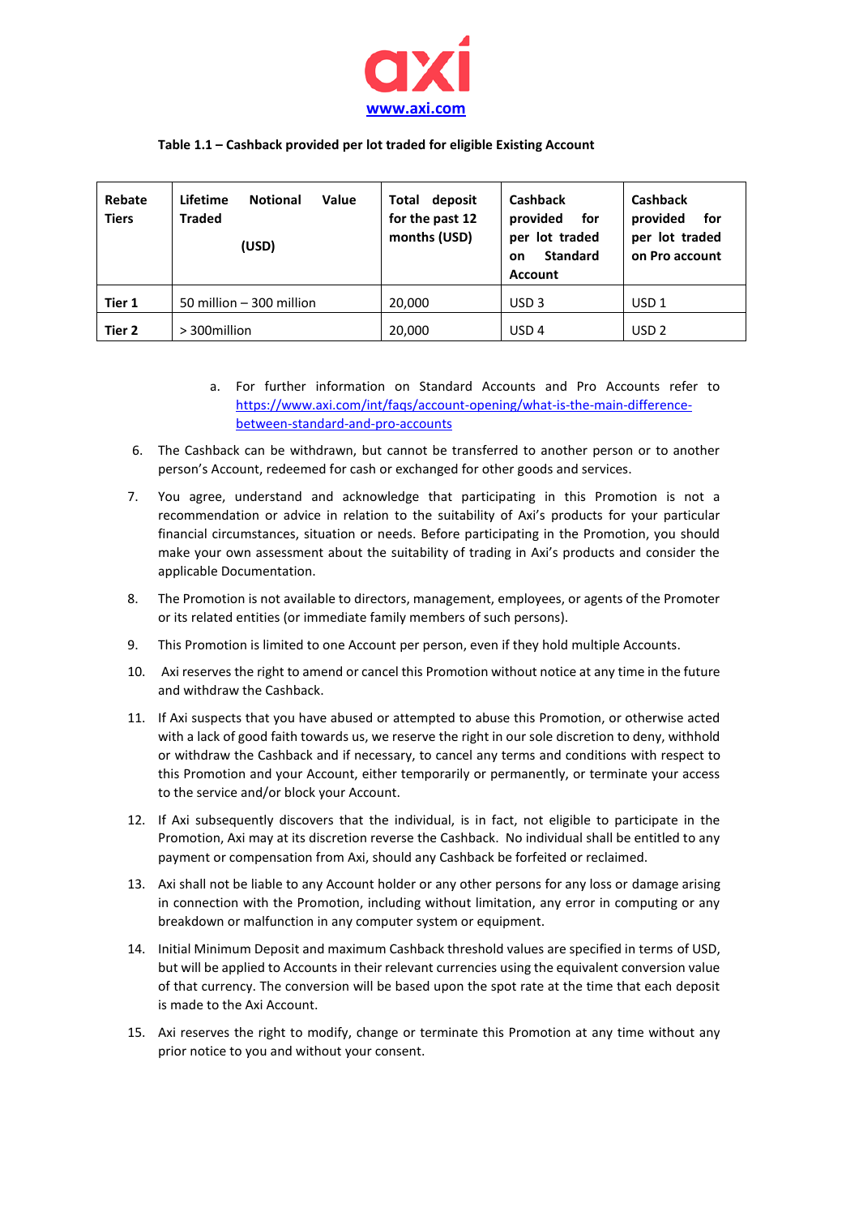axi
[www.axi.com](http://www.axi.com)

**Table 1.1 – Cashback provided per lot traded for eligible Existing Account**

| Rebate Tiers | Lifetime Notional Value Traded (USD) | Total deposit for the past 12 months (USD) | Cashback provided for per lot traded on Standard Account | Cashback provided for per lot traded on Pro account |
|---|---|---|---|---|
| **Tier 1** | 50 million – 300 million | 20,000 | USD 3 | USD 1 |
| **Tier 2** | > 300million | 20,000 | USD 4 | USD 2 |

a. For further information on Standard Accounts and Pro Accounts refer to https://www.axi.com/int/faqs/account-opening/what-is-the-main-difference-between-standard-and-pro-accounts

6. The Cashback can be withdrawn, but cannot be transferred to another person or to another person's Account, redeemed for cash or exchanged for other goods and services.

7. You agree, understand and acknowledge that participating in this Promotion is not a recommendation or advice in relation to the suitability of Axi's products for your particular financial circumstances, situation or needs. Before participating in the Promotion, you should make your own assessment about the suitability of trading in Axi's products and consider the applicable Documentation.

8. The Promotion is not available to directors, management, employees, or agents of the Promoter or its related entities (or immediate family members of such persons).

9. This Promotion is limited to one Account per person, even if they hold multiple Accounts.

10. Axi reserves the right to amend or cancel this Promotion without notice at any time in the future and withdraw the Cashback.

11. If Axi suspects that you have abused or attempted to abuse this Promotion, or otherwise acted with a lack of good faith towards us, we reserve the right in our sole discretion to deny, withhold or withdraw the Cashback and if necessary, to cancel any terms and conditions with respect to this Promotion and your Account, either temporarily or permanently, or terminate your access to the service and/or block your Account.

12. If Axi subsequently discovers that the individual, is in fact, not eligible to participate in the Promotion, Axi may at its discretion reverse the Cashback. No individual shall be entitled to any payment or compensation from Axi, should any Cashback be forfeited or reclaimed.

13. Axi shall not be liable to any Account holder or any other persons for any loss or damage arising in connection with the Promotion, including without limitation, any error in computing or any breakdown or malfunction in any computer system or equipment.

14. Initial Minimum Deposit and maximum Cashback threshold values are specified in terms of USD, but will be applied to Accounts in their relevant currencies using the equivalent conversion value of that currency. The conversion will be based upon the spot rate at the time that each deposit is made to the Axi Account.

15. Axi reserves the right to modify, change or terminate this Promotion at any time without any prior notice to you and without your consent.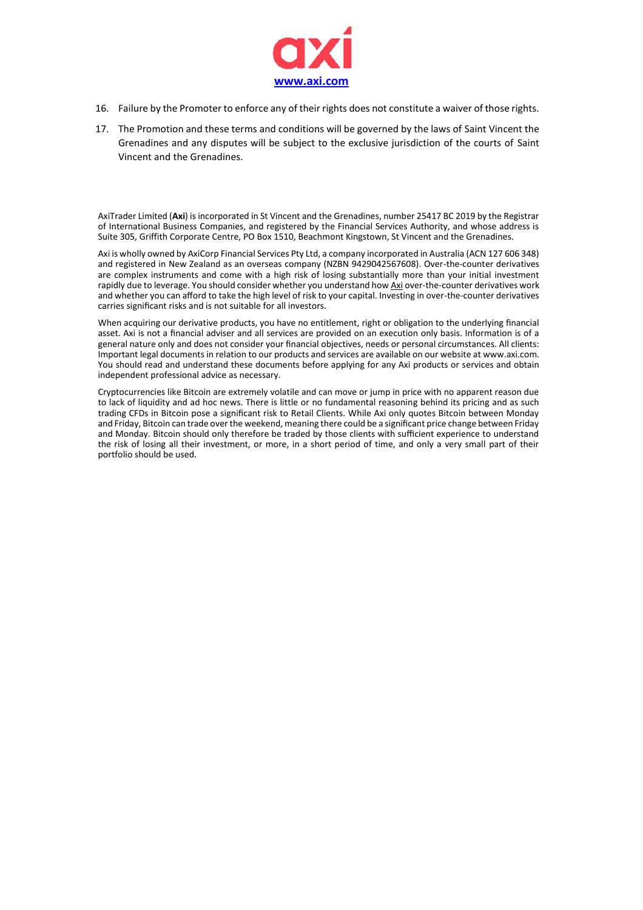16. Failure by the Promoter to enforce any of their rights does not constitute a waiver of those rights.
17. The Promotion and these terms and conditions will be governed by the laws of Saint Vincent the Grenadines and any disputes will be subject to the exclusive jurisdiction of the courts of Saint Vincent and the Grenadines.

AxiTrader Limited (**Axi**) is incorporated in St Vincent and the Grenadines, number 25417 BC 2019 by the Registrar of International Business Companies, and registered by the Financial Services Authority, and whose address is Suite 305, Griffith Corporate Centre, PO Box 1510, Beachmont Kingstown, St Vincent and the Grenadines.

Axi is wholly owned by AxiCorp Financial Services Pty Ltd, a company incorporated in Australia (ACN 127 606 348) and registered in New Zealand as an overseas company (NZBN 9429042567608). Over-the-counter derivatives are complex instruments and come with a high risk of losing substantially more than your initial investment rapidly due to leverage. You should consider whether you understand how Axi over-the-counter derivatives work and whether you can afford to take the high level of risk to your capital. Investing in over-the-counter derivatives carries significant risks and is not suitable for all investors.

When acquiring our derivative products, you have no entitlement, right or obligation to the underlying financial asset. Axi is not a financial adviser and all services are provided on an execution only basis. Information is of a general nature only and does not consider your financial objectives, needs or personal circumstances. All clients: Important legal documents in relation to our products and services are available on our website at www.axi.com. You should read and understand these documents before applying for any Axi products or services and obtain independent professional advice as necessary.

Cryptocurrencies like Bitcoin are extremely volatile and can move or jump in price with no apparent reason due to lack of liquidity and ad hoc news. There is little or no fundamental reasoning behind its pricing and as such trading CFDs in Bitcoin pose a significant risk to Retail Clients. While Axi only quotes Bitcoin between Monday and Friday, Bitcoin can trade over the weekend, meaning there could be a significant price change between Friday and Monday. Bitcoin should only therefore be traded by those clients with sufficient experience to understand the risk of losing all their investment, or more, in a short period of time, and only a very small part of their portfolio should be used.